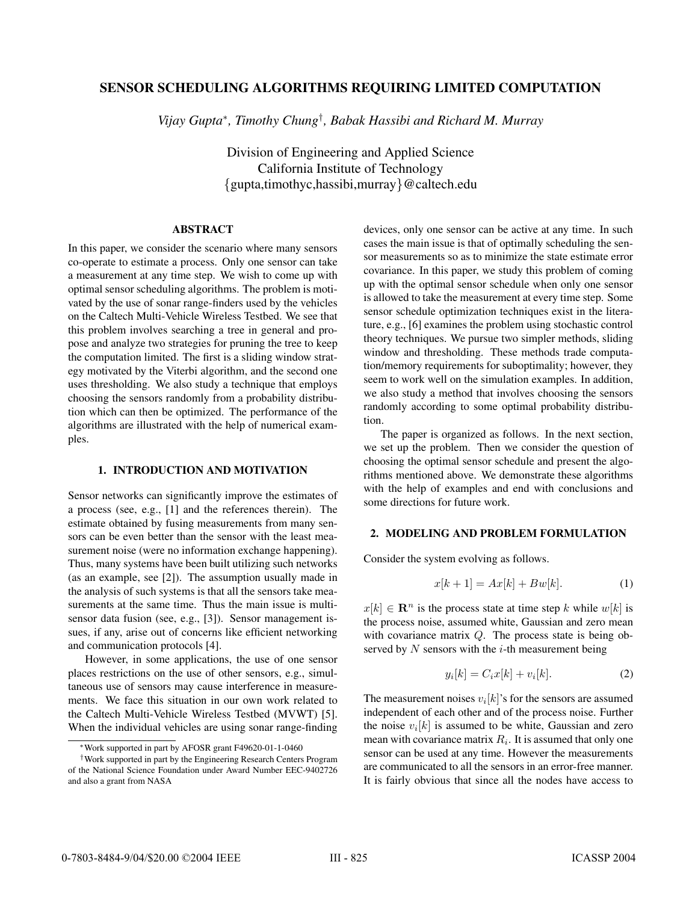# SENSOR SCHEDULING ALGORITHMS REQUIRING LIMITED COMPUTATION

*Vijay Gupta*, Timothy Chung†, Babak Hassibi and Richard M. Murray*

Division of Engineering and Applied Science
California Institute of Technology
{gupta,timothyc,hassibi,murray}@caltech.edu

## ABSTRACT

In this paper, we consider the scenario where many sensors co-operate to estimate a process. Only one sensor can take a measurement at any time step. We wish to come up with optimal sensor scheduling algorithms. The problem is motivated by the use of sonar range-finders used by the vehicles on the Caltech Multi-Vehicle Wireless Testbed. We see that this problem involves searching a tree in general and propose and analyze two strategies for pruning the tree to keep the computation limited. The first is a sliding window strategy motivated by the Viterbi algorithm, and the second one uses thresholding. We also study a technique that employs choosing the sensors randomly from a probability distribution which can then be optimized. The performance of the algorithms are illustrated with the help of numerical examples.

## 1. INTRODUCTION AND MOTIVATION

Sensor networks can significantly improve the estimates of a process (see, e.g., [1] and the references therein). The estimate obtained by fusing measurements from many sensors can be even better than the sensor with the least measurement noise (were no information exchange happening). Thus, many systems have been built utilizing such networks (as an example, see [2]). The assumption usually made in the analysis of such systems is that all the sensors take measurements at the same time. Thus the main issue is multi-sensor data fusion (see, e.g., [3]). Sensor management issues, if any, arise out of concerns like efficient networking and communication protocols [4].

However, in some applications, the use of one sensor places restrictions on the use of other sensors, e.g., simultaneous use of sensors may cause interference in measurements. We face this situation in our own work related to the Caltech Multi-Vehicle Wireless Testbed (MVWT) [5]. When the individual vehicles are using sonar range-finding devices, only one sensor can be active at any time. In such cases the main issue is that of optimally scheduling the sensor measurements so as to minimize the state estimate error covariance. In this paper, we study this problem of coming up with the optimal sensor schedule when only one sensor is allowed to take the measurement at every time step. Some sensor schedule optimization techniques exist in the literature, e.g., [6] examines the problem using stochastic control theory techniques. We pursue two simpler methods, sliding window and thresholding. These methods trade computation/memory requirements for suboptimality; however, they seem to work well on the simulation examples. In addition, we also study a method that involves choosing the sensors randomly according to some optimal probability distribution.

The paper is organized as follows. In the next section, we set up the problem. Then we consider the question of choosing the optimal sensor schedule and present the algorithms mentioned above. We demonstrate these algorithms with the help of examples and end with conclusions and some directions for future work.

## 2. MODELING AND PROBLEM FORMULATION

Consider the system evolving as follows.

$$x[k+1] = Ax[k] + Bw[k]. \tag{1}$$

$x[k] \in \mathbf{R}^n$ is the process state at time step $k$ while $w[k]$ is the process noise, assumed white, Gaussian and zero mean with covariance matrix $Q$. The process state is being observed by $N$ sensors with the $i$-th measurement being

$$y_i[k] = C_i x[k] + v_i[k]. \tag{2}$$

The measurement noises $v_i[k]$'s for the sensors are assumed independent of each other and of the process noise. Further the noise $v_i[k]$ is assumed to be white, Gaussian and zero mean with covariance matrix $R_i$. It is assumed that only one sensor can be used at any time. However the measurements are communicated to all the sensors in an error-free manner. It is fairly obvious that since all the nodes have access to

*Work supported in part by AFOSR grant F49620-01-1-0460

†Work supported in part by the Engineering Research Centers Program of the National Science Foundation under Award Number EEC-9402726 and also a grant from NASA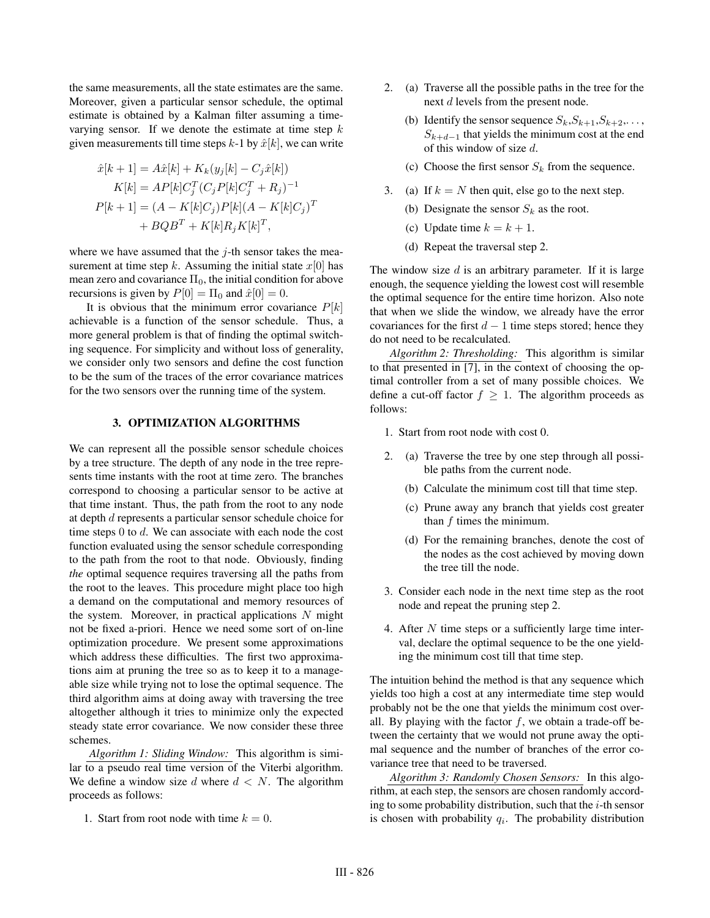the same measurements, all the state estimates are the same. Moreover, given a particular sensor schedule, the optimal estimate is obtained by a Kalman filter assuming a time-varying sensor. If we denote the estimate at time step $k$ given measurements till time steps $k$-1 by $\hat{x}[k]$, we can write

$$
\begin{aligned}
\hat{x}[k+1] &= A\hat{x}[k] + K_k(y_j[k] - C_j\hat{x}[k]) \\
K[k] &= AP[k]C_j^T(C_jP[k]C_j^T + R_j)^{-1} \\
P[k+1] &= (A - K[k]C_j)P[k](A - K[k]C_j)^T \\
&\quad + BQB^T + K[k]R_jK[k]^T,
\end{aligned}
$$

where we have assumed that the $j$-th sensor takes the measurement at time step $k$. Assuming the initial state $x[0]$ has mean zero and covariance $\Pi_0$, the initial condition for above recursions is given by $P[0] = \Pi_0$ and $\hat{x}[0] = 0$.

It is obvious that the minimum error covariance $P[k]$ achievable is a function of the sensor schedule. Thus, a more general problem is that of finding the optimal switching sequence. For simplicity and without loss of generality, we consider only two sensors and define the cost function to be the sum of the traces of the error covariance matrices for the two sensors over the running time of the system.

## 3. OPTIMIZATION ALGORITHMS

We can represent all the possible sensor schedule choices by a tree structure. The depth of any node in the tree represents time instants with the root at time zero. The branches correspond to choosing a particular sensor to be active at that time instant. Thus, the path from the root to any node at depth $d$ represents a particular sensor schedule choice for time steps 0 to $d$. We can associate with each node the cost function evaluated using the sensor schedule corresponding to the path from the root to that node. Obviously, finding *the* optimal sequence requires traversing all the paths from the root to the leaves. This procedure might place too high a demand on the computational and memory resources of the system. Moreover, in practical applications $N$ might not be fixed a-priori. Hence we need some sort of on-line optimization procedure. We present some approximations which address these difficulties. The first two approximations aim at pruning the tree so as to keep it to a manageable size while trying not to lose the optimal sequence. The third algorithm aims at doing away with traversing the tree altogether although it tries to minimize only the expected steady state error covariance. We now consider these three schemes.

*Algorithm 1: Sliding Window:* This algorithm is similar to a pseudo real time version of the Viterbi algorithm. We define a window size $d$ where $d < N$. The algorithm proceeds as follows:

1. Start from root node with time $k = 0$.

2. (a) Traverse all the possible paths in the tree for the next $d$ levels from the present node.

   (b) Identify the sensor sequence $S_k$,$S_{k+1}$,$S_{k+2}$,..., $S_{k+d-1}$ that yields the minimum cost at the end of this window of size $d$.

   (c) Choose the first sensor $S_k$ from the sequence.

3. (a) If $k = N$ then quit, else go to the next step.

   (b) Designate the sensor $S_k$ as the root.

   (c) Update time $k = k + 1$.

   (d) Repeat the traversal step 2.

The window size $d$ is an arbitrary parameter. If it is large enough, the sequence yielding the lowest cost will resemble the optimal sequence for the entire time horizon. Also note that when we slide the window, we already have the error covariances for the first $d - 1$ time steps stored; hence they do not need to be recalculated.

*Algorithm 2: Thresholding:* This algorithm is similar to that presented in [7], in the context of choosing the optimal controller from a set of many possible choices. We define a cut-off factor $f \geq 1$. The algorithm proceeds as follows:

1. Start from root node with cost 0.

2. (a) Traverse the tree by one step through all possible paths from the current node.

   (b) Calculate the minimum cost till that time step.

   (c) Prune away any branch that yields cost greater than $f$ times the minimum.

   (d) For the remaining branches, denote the cost of the nodes as the cost achieved by moving down the tree till the node.

3. Consider each node in the next time step as the root node and repeat the pruning step 2.

4. After $N$ time steps or a sufficiently large time interval, declare the optimal sequence to be the one yielding the minimum cost till that time step.

The intuition behind the method is that any sequence which yields too high a cost at any intermediate time step would probably not be the one that yields the minimum cost overall. By playing with the factor $f$, we obtain a trade-off between the certainty that we would not prune away the optimal sequence and the number of branches of the error covariance tree that need to be traversed.

*Algorithm 3: Randomly Chosen Sensors:* In this algorithm, at each step, the sensors are chosen randomly according to some probability distribution, such that the $i$-th sensor is chosen with probability $q_i$. The probability distribution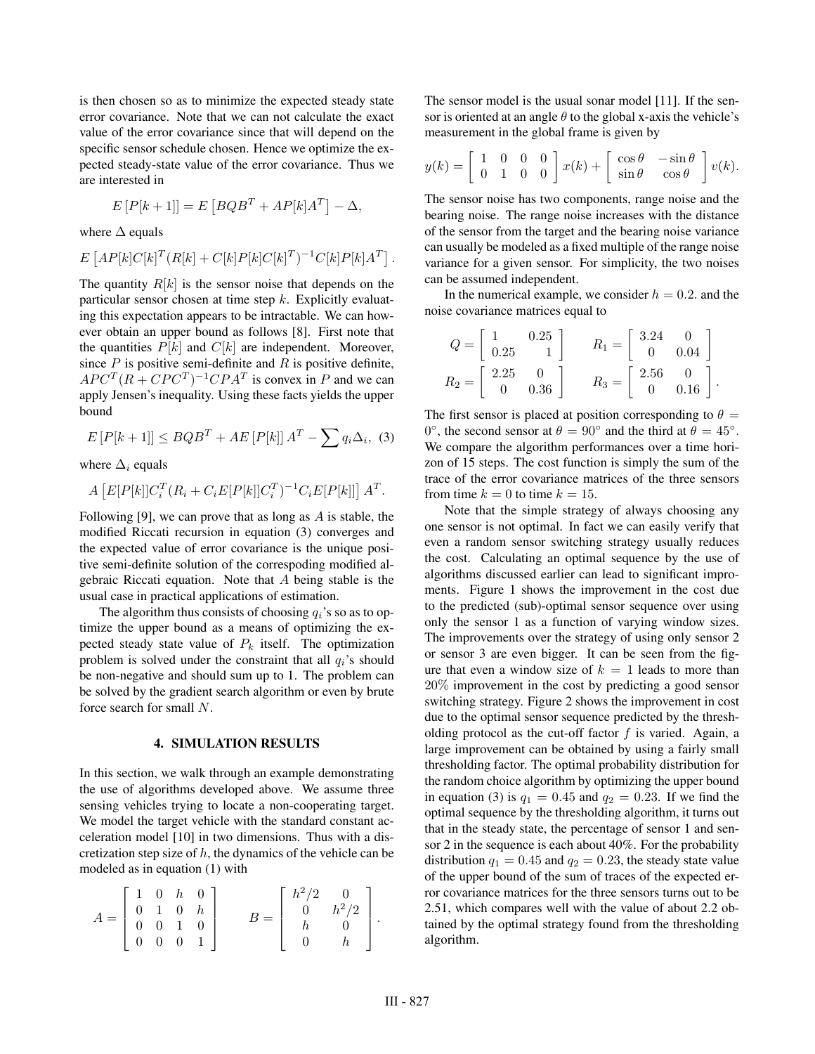is then chosen so as to minimize the expected steady state error covariance. Note that we can not calculate the exact value of the error covariance since that will depend on the specific sensor schedule chosen. Hence we optimize the expected steady-state value of the error covariance. Thus we are interested in

$$E\left[P[k+1]\right] = E\left[BQB^T + AP[k]A^T\right] - \Delta,$$

where $\Delta$ equals

$$E\left[AP[k]C[k]^T(R[k] + C[k]P[k]C[k]^T)^{-1}C[k]P[k]A^T\right].$$

The quantity $R[k]$ is the sensor noise that depends on the particular sensor chosen at time step $k$. Explicitly evaluating this expectation appears to be intractable. We can however obtain an upper bound as follows [8]. First note that the quantities $P[k]$ and $C[k]$ are independent. Moreover, since $P$ is positive semi-definite and $R$ is positive definite, $APC^T(R + CPC^T)^{-1}CPA^T$ is convex in $P$ and we can apply Jensen's inequality. Using these facts yields the upper bound

$$E\left[P[k+1]\right] \leq BQB^T + AE\left[P[k]\right]A^T - \sum q_i \Delta_i, \quad (3)$$

where $\Delta_i$ equals

$$A\left[E[P[k]]C_i^T(R_i + C_iE[P[k]]C_i^T)^{-1}C_iE[P[k]]\right]A^T.$$

Following [9], we can prove that as long as $A$ is stable, the modified Riccati recursion in equation (3) converges and the expected value of error covariance is the unique positive semi-definite solution of the correspoding modified algebraic Riccati equation. Note that $A$ being stable is the usual case in practical applications of estimation.

The algorithm thus consists of choosing $q_i$'s so as to optimize the upper bound as a means of optimizing the expected steady state value of $P_k$ itself. The optimization problem is solved under the constraint that all $q_i$'s should be non-negative and should sum up to 1. The problem can be solved by the gradient search algorithm or even by brute force search for small $N$.

## 4. SIMULATION RESULTS

In this section, we walk through an example demonstrating the use of algorithms developed above. We assume three sensing vehicles trying to locate a non-cooperating target. We model the target vehicle with the standard constant acceleration model [10] in two dimensions. Thus with a discretization step size of $h$, the dynamics of the vehicle can be modeled as in equation (1) with

$$A = \begin{bmatrix} 1 & 0 & h & 0 \\ 0 & 1 & 0 & h \\ 0 & 0 & 1 & 0 \\ 0 & 0 & 0 & 1 \end{bmatrix} \qquad B = \begin{bmatrix} h^2/2 & 0 \\ 0 & h^2/2 \\ h & 0 \\ 0 & h \end{bmatrix}.$$

The sensor model is the usual sonar model [11]. If the sensor is oriented at an angle $\theta$ to the global x-axis the vehicle's measurement in the global frame is given by

$$y(k) = \begin{bmatrix} 1 & 0 & 0 & 0 \\ 0 & 1 & 0 & 0 \end{bmatrix} x(k) + \begin{bmatrix} \cos\theta & -\sin\theta \\ \sin\theta & \cos\theta \end{bmatrix} v(k).$$

The sensor noise has two components, range noise and the bearing noise. The range noise increases with the distance of the sensor from the target and the bearing noise variance can usually be modeled as a fixed multiple of the range noise variance for a given sensor. For simplicity, the two noises can be assumed independent.

In the numerical example, we consider $h = 0.2.$ and the noise covariance matrices equal to

$$Q = \begin{bmatrix} 1 & 0.25 \\ 0.25 & 1 \end{bmatrix} \qquad R_1 = \begin{bmatrix} 3.24 & 0 \\ 0 & 0.04 \end{bmatrix}$$
$$R_2 = \begin{bmatrix} 2.25 & 0 \\ 0 & 0.36 \end{bmatrix} \qquad R_3 = \begin{bmatrix} 2.56 & 0 \\ 0 & 0.16 \end{bmatrix}.$$

The first sensor is placed at position corresponding to $\theta = 0^\circ$, the second sensor at $\theta = 90^\circ$ and the third at $\theta = 45^\circ$. We compare the algorithm performances over a time horizon of 15 steps. The cost function is simply the sum of the trace of the error covariance matrices of the three sensors from time $k = 0$ to time $k = 15$.

Note that the simple strategy of always choosing any one sensor is not optimal. In fact we can easily verify that even a random sensor switching strategy usually reduces the cost. Calculating an optimal sequence by the use of algorithms discussed earlier can lead to significant improvements. Figure 1 shows the improvement in the cost due to the predicted (sub)-optimal sensor sequence over using only the sensor 1 as a function of varying window sizes. The improvements over the strategy of using only sensor 2 or sensor 3 are even bigger. It can be seen from the figure that even a window size of $k = 1$ leads to more than $20\%$ improvement in the cost by predicting a good sensor switching strategy. Figure 2 shows the improvement in cost due to the optimal sensor sequence predicted by the thresholding protocol as the cut-off factor $f$ is varied. Again, a large improvement can be obtained by using a fairly small thresholding factor. The optimal probability distribution for the random choice algorithm by optimizing the upper bound in equation (3) is $q_1 = 0.45$ and $q_2 = 0.23$. If we find the optimal sequence by the thresholding algorithm, it turns out that in the steady state, the percentage of sensor 1 and sensor 2 in the sequence is each about 40%. For the probability distribution $q_1 = 0.45$ and $q_2 = 0.23$, the steady state value of the upper bound of the sum of traces of the expected error covariance matrices for the three sensors turns out to be 2.51, which compares well with the value of about 2.2 obtained by the optimal strategy found from the thresholding algorithm.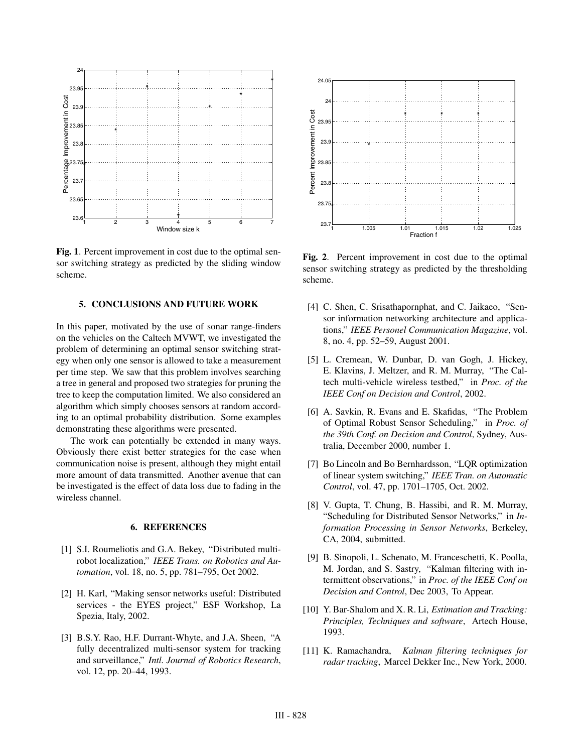Percentage Improvement in Cost

24
23.95
23.9
23.85
23.8
23.75
23.7
23.65
23.6

1 2 3 4 5 6 7

Window size k

**Fig. 1**. Percent improvement in cost due to the optimal sensor switching strategy as predicted by the sliding window scheme.

Percent Improvement in Cost

24.05
24
23.95
23.9
23.85
23.8
23.75
23.7

1 1.005 1.01 1.015 1.02 1.025

Fraction f

**Fig. 2**. Percent improvement in cost due to the optimal sensor switching strategy as predicted by the thresholding scheme.

## 5. CONCLUSIONS AND FUTURE WORK

In this paper, motivated by the use of sonar range-finders on the vehicles on the Caltech MVWT, we investigated the problem of determining an optimal sensor switching strategy when only one sensor is allowed to take a measurement per time step. We saw that this problem involves searching a tree in general and proposed two strategies for pruning the tree to keep the computation limited. We also considered an algorithm which simply chooses sensors at random according to an optimal probability distribution. Some examples demonstrating these algorithms were presented.

The work can potentially be extended in many ways. Obviously there exist better strategies for the case when communication noise is present, although they might entail more amount of data transmitted. Another avenue that can be investigated is the effect of data loss due to fading in the wireless channel.

## 6. REFERENCES

[1] S.I. Roumeliotis and G.A. Bekey, "Distributed multi-robot localization," *IEEE Trans. on Robotics and Automation*, vol. 18, no. 5, pp. 781–795, Oct 2002.

[2] H. Karl, "Making sensor networks useful: Distributed services - the EYES project," ESF Workshop, La Spezia, Italy, 2002.

[3] B.S.Y. Rao, H.F. Durrant-Whyte, and J.A. Sheen, "A fully decentralized multi-sensor system for tracking and surveillance," *Intl. Journal of Robotics Research*, vol. 12, pp. 20–44, 1993.

[4] C. Shen, C. Srisathapornphat, and C. Jaikaeo, "Sensor information networking architecture and applications," *IEEE Personel Communication Magazine*, vol. 8, no. 4, pp. 52–59, August 2001.

[5] L. Cremean, W. Dunbar, D. van Gogh, J. Hickey, E. Klavins, J. Meltzer, and R. M. Murray, "The Caltech multi-vehicle wireless testbed," in *Proc. of the IEEE Conf on Decision and Control*, 2002.

[6] A. Savkin, R. Evans and E. Skafidas, "The Problem of Optimal Robust Sensor Scheduling," in *Proc. of the 39th Conf. on Decision and Control*, Sydney, Australia, December 2000, number 1.

[7] Bo Lincoln and Bo Bernhardsson, "LQR optimization of linear system switching," *IEEE Tran. on Automatic Control*, vol. 47, pp. 1701–1705, Oct. 2002.

[8] V. Gupta, T. Chung, B. Hassibi, and R. M. Murray, "Scheduling for Distributed Sensor Networks," in *Information Processing in Sensor Networks*, Berkeley, CA, 2004, submitted.

[9] B. Sinopoli, L. Schenato, M. Franceschetti, K. Poolla, M. Jordan, and S. Sastry, "Kalman filtering with intermittent observations," in *Proc. of the IEEE Conf on Decision and Control*, Dec 2003, To Appear.

[10] Y. Bar-Shalom and X. R. Li, *Estimation and Tracking: Principles, Techniques and software*, Artech House, 1993.

[11] K. Ramachandra, *Kalman filtering techniques for radar tracking*, Marcel Dekker Inc., New York, 2000.